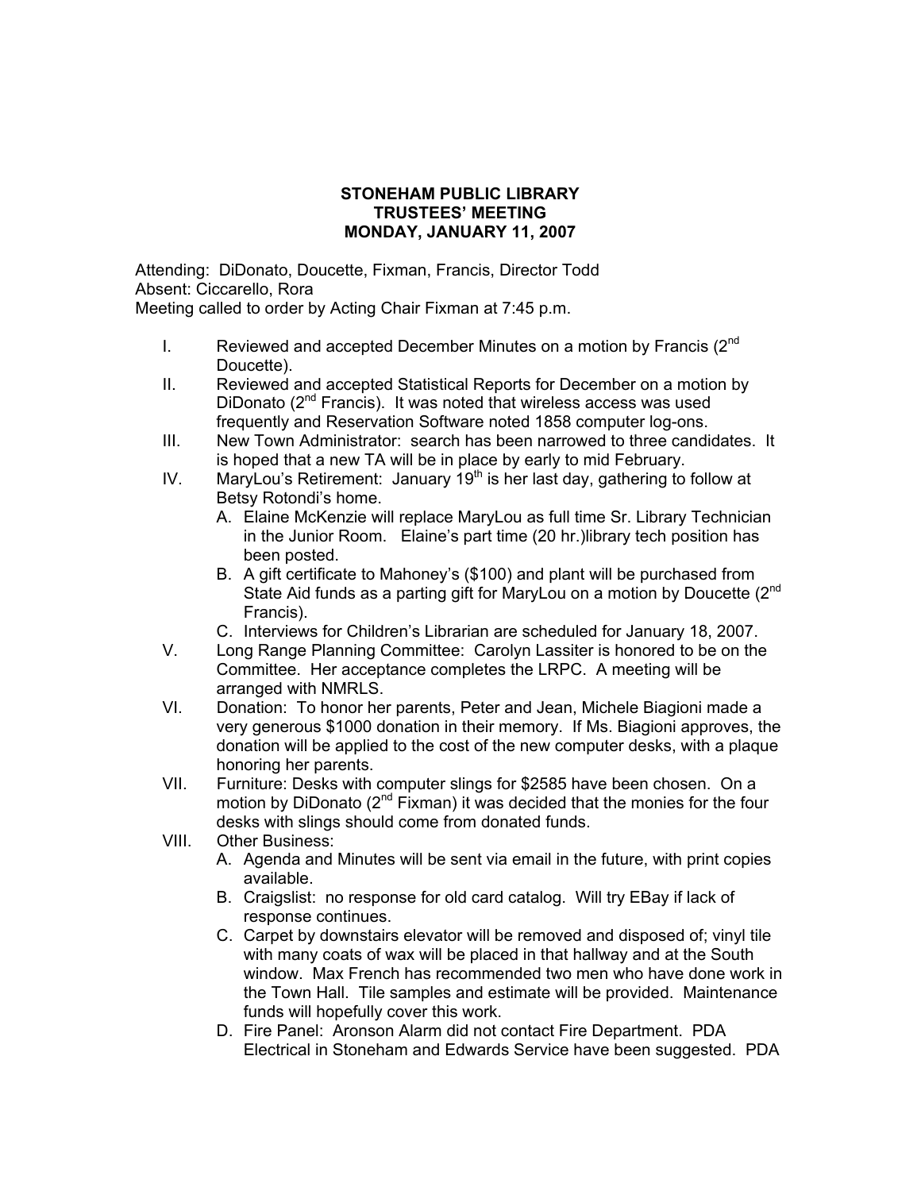# STONEHAM PUBLIC LIBRARY
# TRUSTEES' MEETING
# MONDAY, JANUARY 11, 2007

Attending: DiDonato, Doucette, Fixman, Francis, Director Todd
Absent: Ciccarello, Rora
Meeting called to order by Acting Chair Fixman at 7:45 p.m.

I. Reviewed and accepted December Minutes on a motion by Francis (2nd Doucette).

II. Reviewed and accepted Statistical Reports for December on a motion by DiDonato (2nd Francis). It was noted that wireless access was used frequently and Reservation Software noted 1858 computer log-ons.

III. New Town Administrator: search has been narrowed to three candidates. It is hoped that a new TA will be in place by early to mid February.

IV. MaryLou's Retirement: January 19th is her last day, gathering to follow at Betsy Rotondi's home.
   A. Elaine McKenzie will replace MaryLou as full time Sr. Library Technician in the Junior Room. Elaine's part time (20 hr.)library tech position has been posted.
   B. A gift certificate to Mahoney's ($100) and plant will be purchased from State Aid funds as a parting gift for MaryLou on a motion by Doucette (2nd Francis).
   C. Interviews for Children's Librarian are scheduled for January 18, 2007.

V. Long Range Planning Committee: Carolyn Lassiter is honored to be on the Committee. Her acceptance completes the LRPC. A meeting will be arranged with NMRLS.

VI. Donation: To honor her parents, Peter and Jean, Michele Biagioni made a very generous $1000 donation in their memory. If Ms. Biagioni approves, the donation will be applied to the cost of the new computer desks, with a plaque honoring her parents.

VII. Furniture: Desks with computer slings for $2585 have been chosen. On a motion by DiDonato (2nd Fixman) it was decided that the monies for the four desks with slings should come from donated funds.

VIII. Other Business:
   A. Agenda and Minutes will be sent via email in the future, with print copies available.
   B. Craigslist: no response for old card catalog. Will try EBay if lack of response continues.
   C. Carpet by downstairs elevator will be removed and disposed of; vinyl tile with many coats of wax will be placed in that hallway and at the South window. Max French has recommended two men who have done work in the Town Hall. Tile samples and estimate will be provided. Maintenance funds will hopefully cover this work.
   D. Fire Panel: Aronson Alarm did not contact Fire Department. PDA Electrical in Stoneham and Edwards Service have been suggested. PDA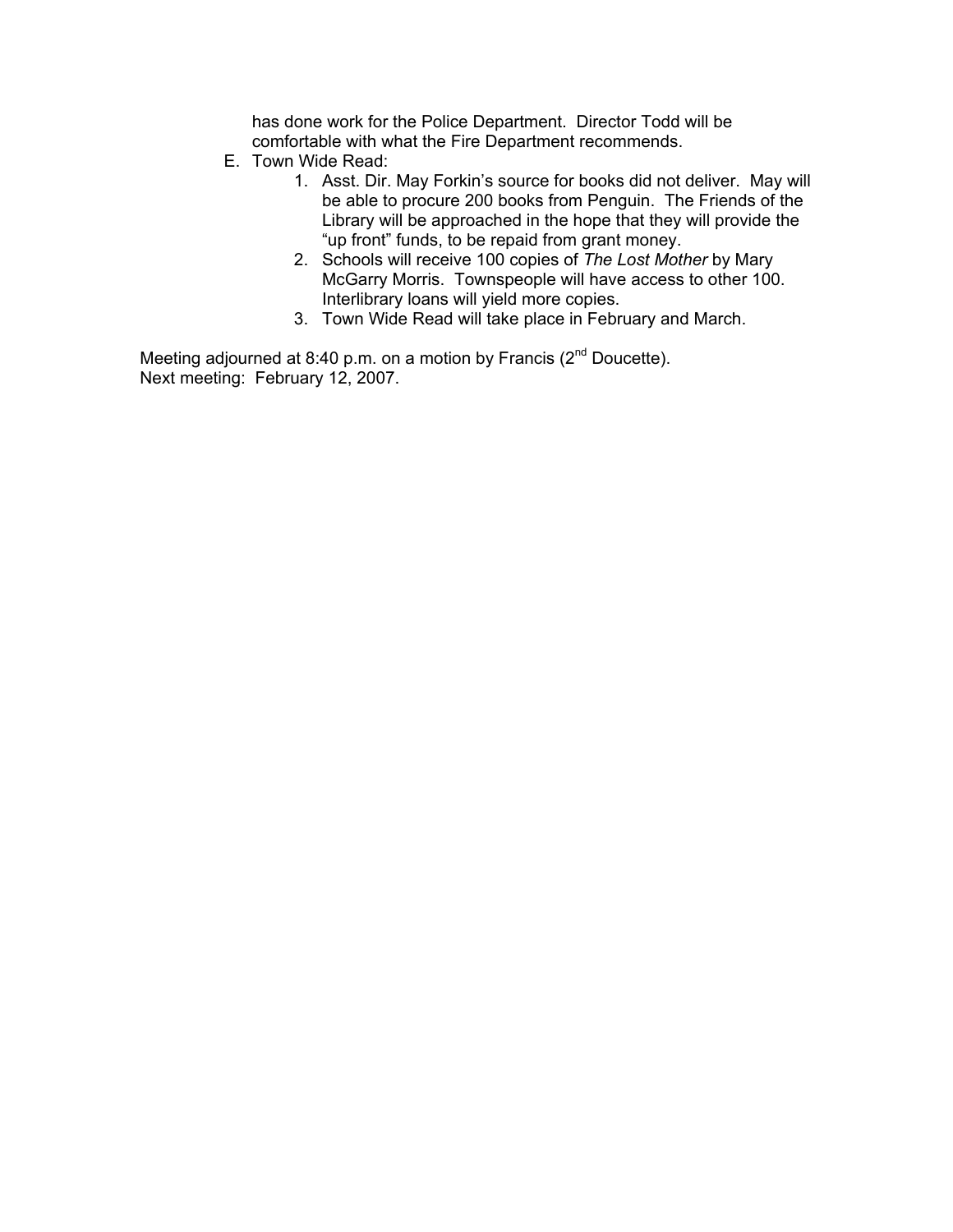has done work for the Police Department. Director Todd will be comfortable with what the Fire Department recommends.

E. Town Wide Read:
   1. Asst. Dir. May Forkin's source for books did not deliver. May will be able to procure 200 books from Penguin. The Friends of the Library will be approached in the hope that they will provide the "up front" funds, to be repaid from grant money.
   2. Schools will receive 100 copies of *The Lost Mother* by Mary McGarry Morris. Townspeople will have access to other 100. Interlibrary loans will yield more copies.
   3. Town Wide Read will take place in February and March.

Meeting adjourned at 8:40 p.m. on a motion by Francis (2nd Doucette).
Next meeting: February 12, 2007.